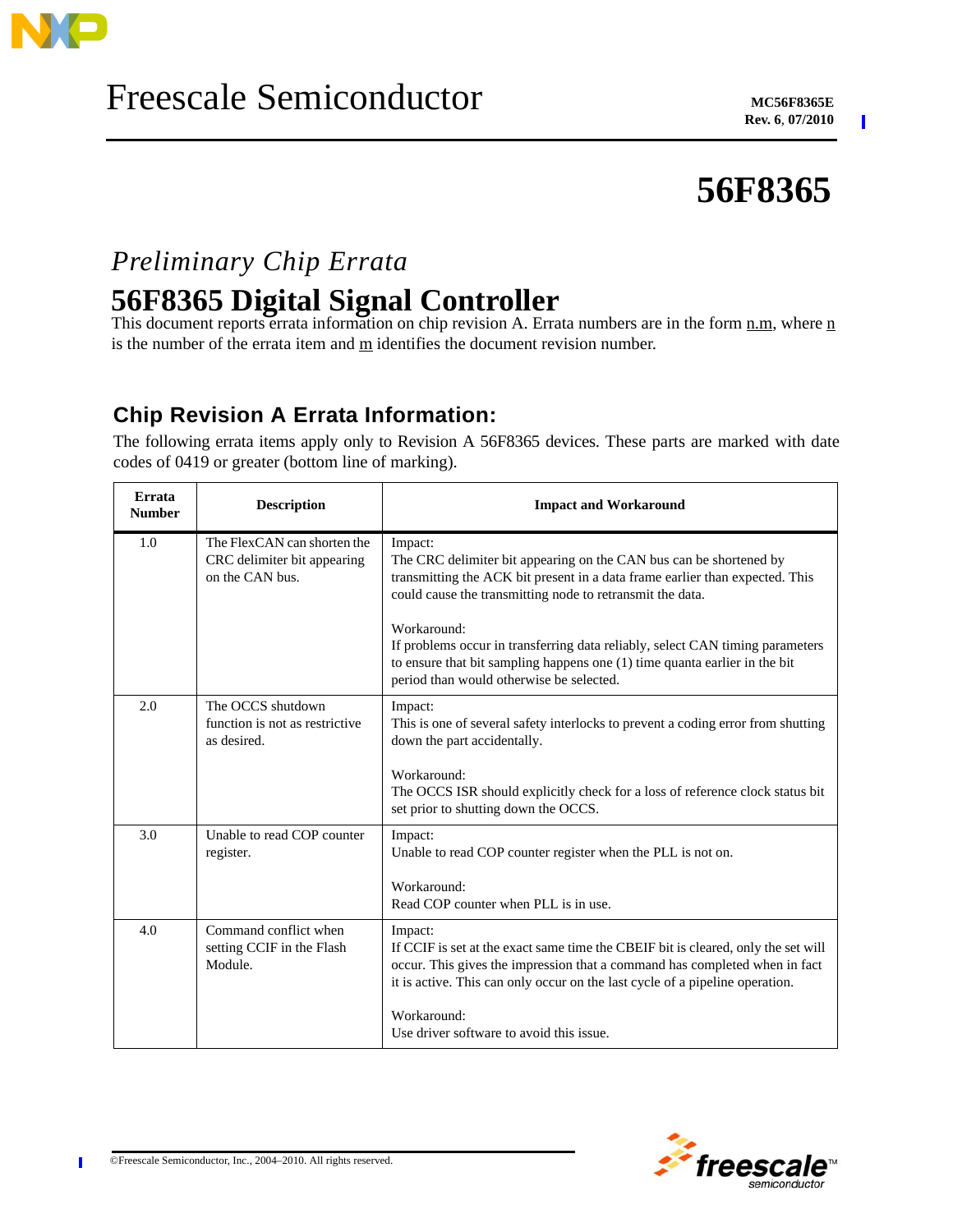Freescale Semiconductor

MC56F8365E
Rev. 6, 07/2010

# 56F8365

*Preliminary Chip Errata*

# 56F8365 Digital Signal Controller

This document reports errata information on chip revision A. Errata numbers are in the form n.m, where n is the number of the errata item and m identifies the document revision number.

## Chip Revision A Errata Information:

The following errata items apply only to Revision A 56F8365 devices. These parts are marked with date codes of 0419 or greater (bottom line of marking).

| Errata Number | Description | Impact and Workaround |
|---|---|---|
| 1.0 | The FlexCAN can shorten the CRC delimiter bit appearing on the CAN bus. | Impact:<br>The CRC delimiter bit appearing on the CAN bus can be shortened by transmitting the ACK bit present in a data frame earlier than expected. This could cause the transmitting node to retransmit the data.<br><br>Workaround:<br>If problems occur in transferring data reliably, select CAN timing parameters to ensure that bit sampling happens one (1) time quanta earlier in the bit period than would otherwise be selected. |
| 2.0 | The OCCS shutdown function is not as restrictive as desired. | Impact:<br>This is one of several safety interlocks to prevent a coding error from shutting down the part accidentally.<br><br>Workaround:<br>The OCCS ISR should explicitly check for a loss of reference clock status bit set prior to shutting down the OCCS. |
| 3.0 | Unable to read COP counter register. | Impact:<br>Unable to read COP counter register when the PLL is not on.<br><br>Workaround:<br>Read COP counter when PLL is in use. |
| 4.0 | Command conflict when setting CCIF in the Flash Module. | Impact:<br>If CCIF is set at the exact same time the CBEIF bit is cleared, only the set will occur. This gives the impression that a command has completed when in fact it is active. This can only occur on the last cycle of a pipeline operation.<br><br>Workaround:<br>Use driver software to avoid this issue. |

©Freescale Semiconductor, Inc., 2004–2010. All rights reserved.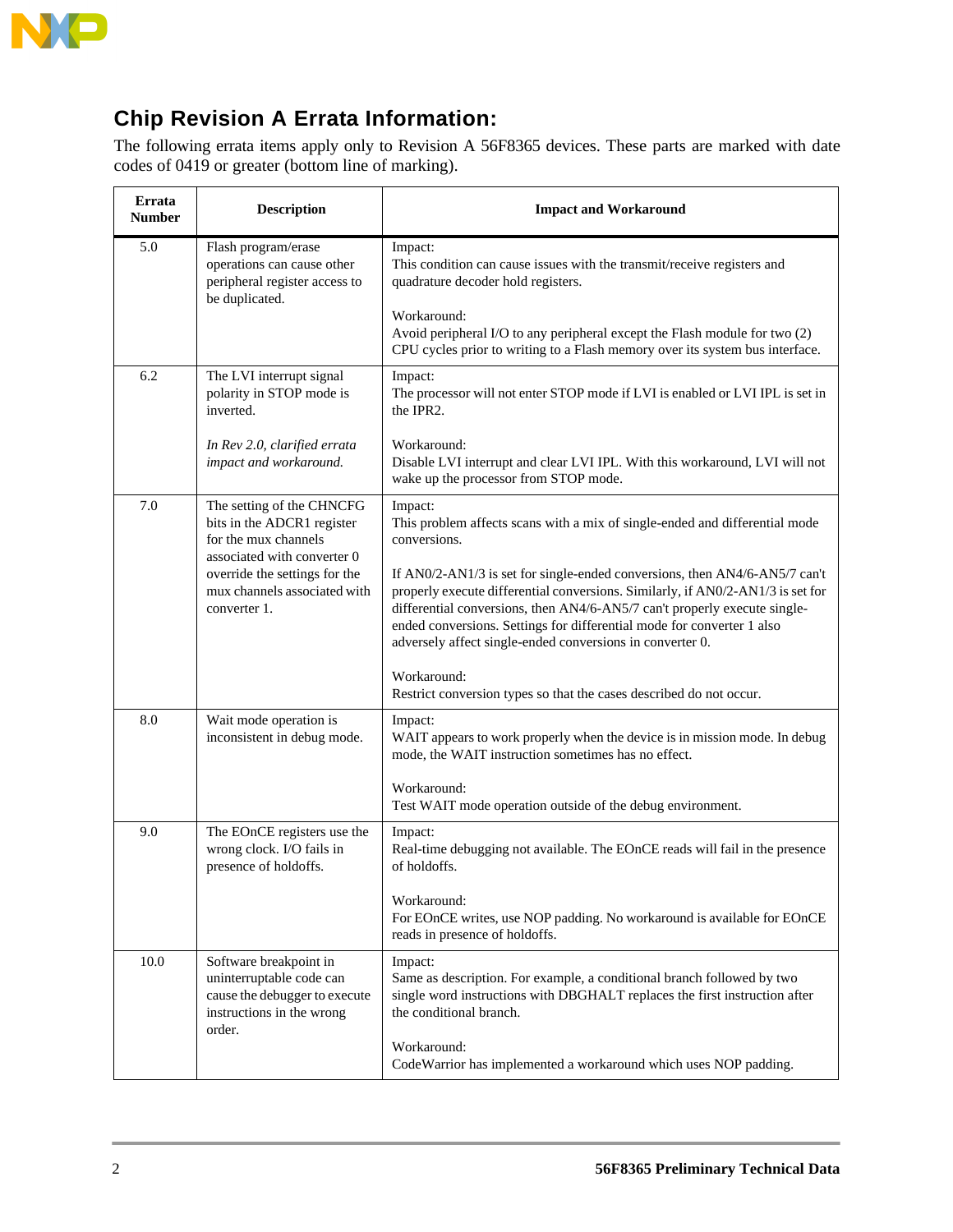## Chip Revision A Errata Information:

The following errata items apply only to Revision A 56F8365 devices. These parts are marked with date codes of 0419 or greater (bottom line of marking).

| Errata Number | Description | Impact and Workaround |
|---|---|---|
| 5.0 | Flash program/erase operations can cause other peripheral register access to be duplicated. | Impact:<br>This condition can cause issues with the transmit/receive registers and quadrature decoder hold registers.<br><br>Workaround:<br>Avoid peripheral I/O to any peripheral except the Flash module for two (2) CPU cycles prior to writing to a Flash memory over its system bus interface. |
| 6.2 | The LVI interrupt signal polarity in STOP mode is inverted.<br><br>*In Rev 2.0, clarified errata impact and workaround.* | Impact:<br>The processor will not enter STOP mode if LVI is enabled or LVI IPL is set in the IPR2.<br><br>Workaround:<br>Disable LVI interrupt and clear LVI IPL. With this workaround, LVI will not wake up the processor from STOP mode. |
| 7.0 | The setting of the CHNCFG bits in the ADCR1 register for the mux channels associated with converter 0 override the settings for the mux channels associated with converter 1. | Impact:<br>This problem affects scans with a mix of single-ended and differential mode conversions.<br><br>If AN0/2-AN1/3 is set for single-ended conversions, then AN4/6-AN5/7 can't properly execute differential conversions. Similarly, if AN0/2-AN1/3 is set for differential conversions, then AN4/6-AN5/7 can't properly execute single-ended conversions. Settings for differential mode for converter 1 also adversely affect single-ended conversions in converter 0.<br><br>Workaround:<br>Restrict conversion types so that the cases described do not occur. |
| 8.0 | Wait mode operation is inconsistent in debug mode. | Impact:<br>WAIT appears to work properly when the device is in mission mode. In debug mode, the WAIT instruction sometimes has no effect.<br><br>Workaround:<br>Test WAIT mode operation outside of the debug environment. |
| 9.0 | The EOnCE registers use the wrong clock. I/O fails in presence of holdoffs. | Impact:<br>Real-time debugging not available. The EOnCE reads will fail in the presence of holdoffs.<br><br>Workaround:<br>For EOnCE writes, use NOP padding. No workaround is available for EOnCE reads in presence of holdoffs. |
| 10.0 | Software breakpoint in uninterruptable code can cause the debugger to execute instructions in the wrong order. | Impact:<br>Same as description. For example, a conditional branch followed by two single word instructions with DBGHALT replaces the first instruction after the conditional branch.<br><br>Workaround:<br>CodeWarrior has implemented a workaround which uses NOP padding. |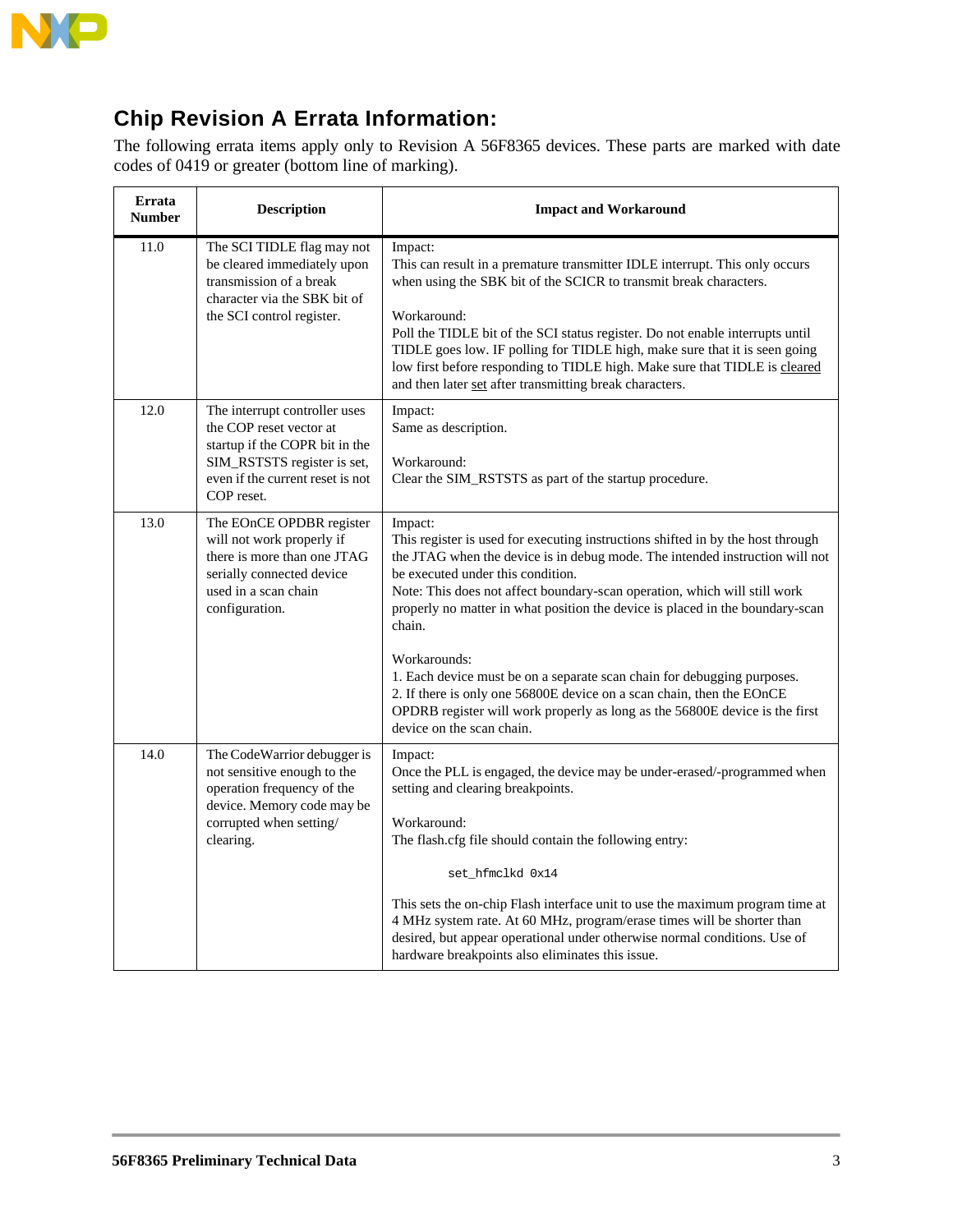## Chip Revision A Errata Information:

The following errata items apply only to Revision A 56F8365 devices. These parts are marked with date codes of 0419 or greater (bottom line of marking).

| Errata Number | Description | Impact and Workaround |
|---|---|---|
| 11.0 | The SCI TIDLE flag may not be cleared immediately upon transmission of a break character via the SBK bit of the SCI control register. | Impact:<br>This can result in a premature transmitter IDLE interrupt. This only occurs when using the SBK bit of the SCICR to transmit break characters.<br><br>Workaround:<br>Poll the TIDLE bit of the SCI status register. Do not enable interrupts until TIDLE goes low. IF polling for TIDLE high, make sure that it is seen going low first before responding to TIDLE high. Make sure that TIDLE is cleared and then later set after transmitting break characters. |
| 12.0 | The interrupt controller uses the COP reset vector at startup if the COPR bit in the SIM_RSTSTS register is set, even if the current reset is not COP reset. | Impact:<br>Same as description.<br><br>Workaround:<br>Clear the SIM_RSTSTS as part of the startup procedure. |
| 13.0 | The EOnCE OPDBR register will not work properly if there is more than one JTAG serially connected device used in a scan chain configuration. | Impact:<br>This register is used for executing instructions shifted in by the host through the JTAG when the device is in debug mode. The intended instruction will not be executed under this condition.<br>Note: This does not affect boundary-scan operation, which will still work properly no matter in what position the device is placed in the boundary-scan chain.<br><br>Workarounds:<br>1. Each device must be on a separate scan chain for debugging purposes.<br>2. If there is only one 56800E device on a scan chain, then the EOnCE OPDRB register will work properly as long as the 56800E device is the first device on the scan chain. |
| 14.0 | The CodeWarrior debugger is not sensitive enough to the operation frequency of the device. Memory code may be corrupted when setting/ clearing. | Impact:<br>Once the PLL is engaged, the device may be under-erased/-programmed when setting and clearing breakpoints.<br><br>Workaround:<br>The flash.cfg file should contain the following entry:<br><br>`set_hfmclkd 0x14`<br><br>This sets the on-chip Flash interface unit to use the maximum program time at 4 MHz system rate. At 60 MHz, program/erase times will be shorter than desired, but appear operational under otherwise normal conditions. Use of hardware breakpoints also eliminates this issue. |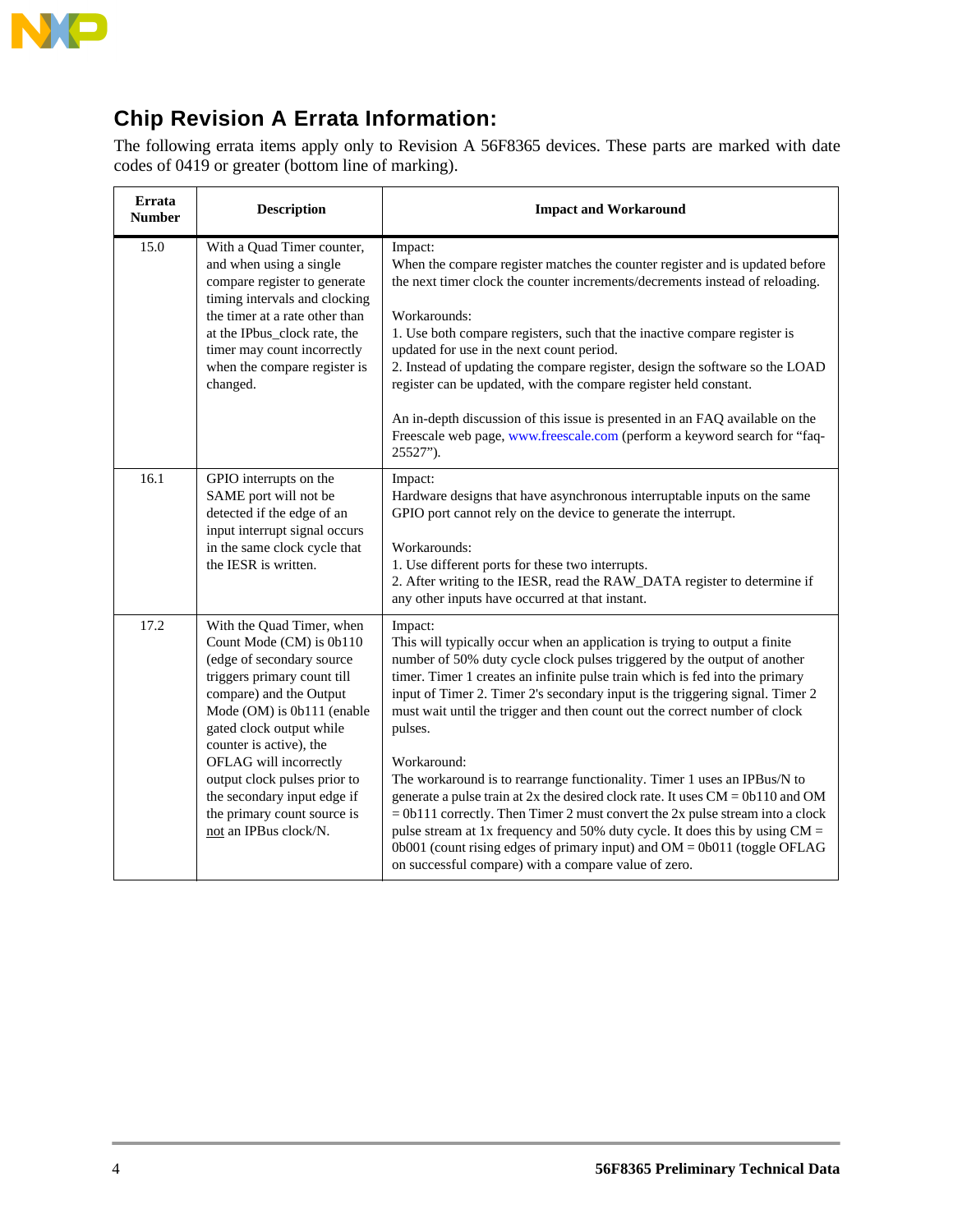## Chip Revision A Errata Information:

The following errata items apply only to Revision A 56F8365 devices. These parts are marked with date codes of 0419 or greater (bottom line of marking).

| Errata Number | Description | Impact and Workaround |
|---|---|---|
| 15.0 | With a Quad Timer counter, and when using a single compare register to generate timing intervals and clocking the timer at a rate other than at the IPbus_clock rate, the timer may count incorrectly when the compare register is changed. | Impact:<br>When the compare register matches the counter register and is updated before the next timer clock the counter increments/decrements instead of reloading.<br><br>Workarounds:<br>1. Use both compare registers, such that the inactive compare register is updated for use in the next count period.<br>2. Instead of updating the compare register, design the software so the LOAD register can be updated, with the compare register held constant.<br><br>An in-depth discussion of this issue is presented in an FAQ available on the Freescale web page, www.freescale.com (perform a keyword search for "faq-25527"). |
| 16.1 | GPIO interrupts on the SAME port will not be detected if the edge of an input interrupt signal occurs in the same clock cycle that the IESR is written. | Impact:<br>Hardware designs that have asynchronous interruptable inputs on the same GPIO port cannot rely on the device to generate the interrupt.<br><br>Workarounds:<br>1. Use different ports for these two interrupts.<br>2. After writing to the IESR, read the RAW_DATA register to determine if any other inputs have occurred at that instant. |
| 17.2 | With the Quad Timer, when Count Mode (CM) is 0b110 (edge of secondary source triggers primary count till compare) and the Output Mode (OM) is 0b111 (enable gated clock output while counter is active), the OFLAG will incorrectly output clock pulses prior to the secondary input edge if the primary count source is <u>not</u> an IPBus clock/N. | Impact:<br>This will typically occur when an application is trying to output a finite number of 50% duty cycle clock pulses triggered by the output of another timer. Timer 1 creates an infinite pulse train which is fed into the primary input of Timer 2. Timer 2's secondary input is the triggering signal. Timer 2 must wait until the trigger and then count out the correct number of clock pulses.<br><br>Workaround:<br>The workaround is to rearrange functionality. Timer 1 uses an IPBus/N to generate a pulse train at 2x the desired clock rate. It uses CM = 0b110 and OM = 0b111 correctly. Then Timer 2 must convert the 2x pulse stream into a clock pulse stream at 1x frequency and 50% duty cycle. It does this by using CM = 0b001 (count rising edges of primary input) and OM = 0b011 (toggle OFLAG on successful compare) with a compare value of zero. |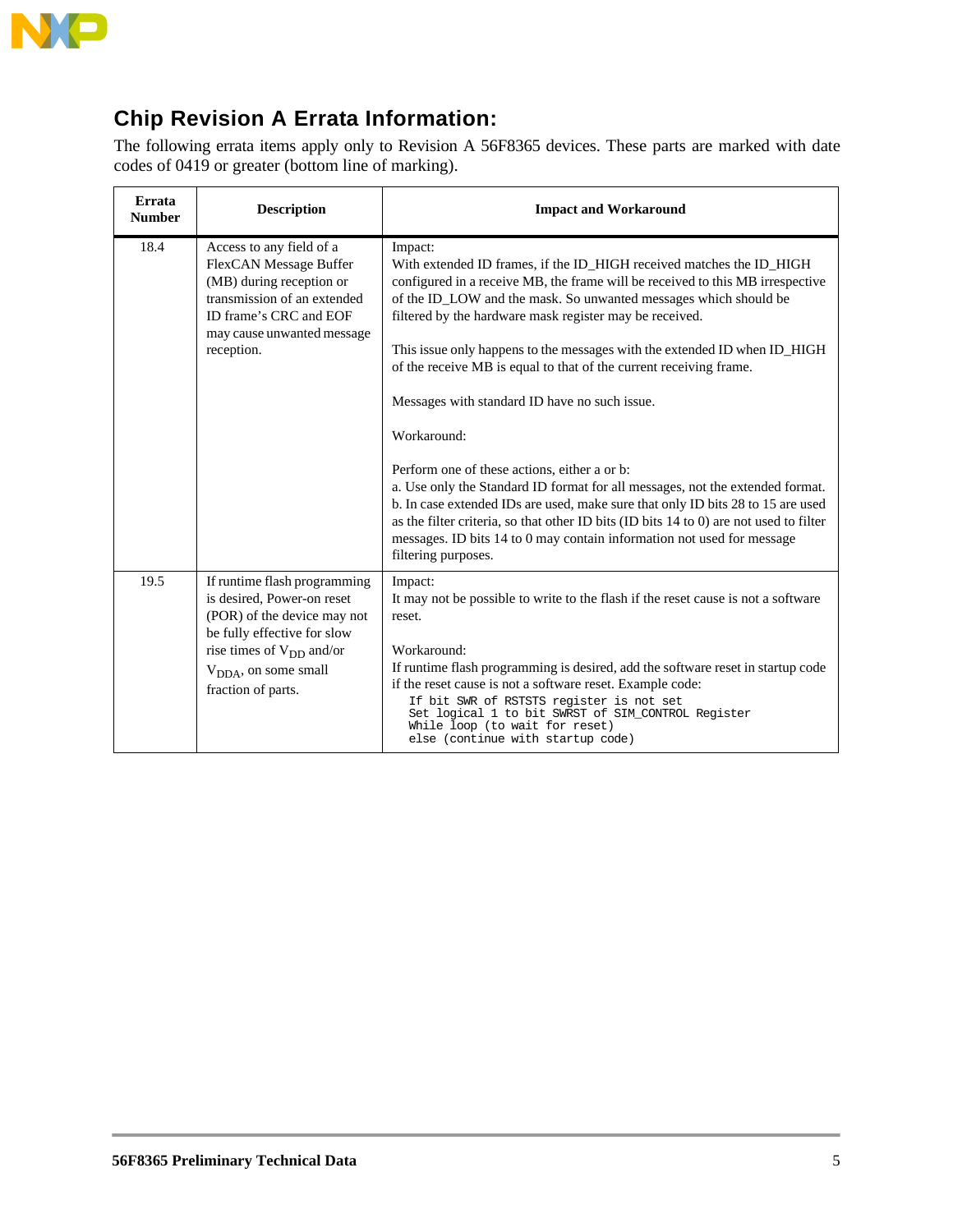## Chip Revision A Errata Information:

The following errata items apply only to Revision A 56F8365 devices. These parts are marked with date codes of 0419 or greater (bottom line of marking).

| Errata Number | Description | Impact and Workaround |
|---|---|---|
| 18.4 | Access to any field of a FlexCAN Message Buffer (MB) during reception or transmission of an extended ID frame's CRC and EOF may cause unwanted message reception. | Impact:<br>With extended ID frames, if the ID_HIGH received matches the ID_HIGH configured in a receive MB, the frame will be received to this MB irrespective of the ID_LOW and the mask. So unwanted messages which should be filtered by the hardware mask register may be received.<br><br>This issue only happens to the messages with the extended ID when ID_HIGH of the receive MB is equal to that of the current receiving frame.<br><br>Messages with standard ID have no such issue.<br><br>Workaround:<br><br>Perform one of these actions, either a or b:<br>a. Use only the Standard ID format for all messages, not the extended format.<br>b. In case extended IDs are used, make sure that only ID bits 28 to 15 are used as the filter criteria, so that other ID bits (ID bits 14 to 0) are not used to filter messages. ID bits 14 to 0 may contain information not used for message filtering purposes. |
| 19.5 | If runtime flash programming is desired, Power-on reset (POR) of the device may not be fully effective for slow rise times of $V_{DD}$ and/or $V_{DDA}$, on some small fraction of parts. | Impact:<br>It may not be possible to write to the flash if the reset cause is not a software reset.<br><br>Workaround:<br>If runtime flash programming is desired, add the software reset in startup code if the reset cause is not a software reset. Example code:<br>`If bit SWR of RSTSTS register is not set`<br>`Set logical 1 to bit SWRST of SIM_CONTROL Register`<br>`While loop (to wait for reset)`<br>`else (continue with startup code)` |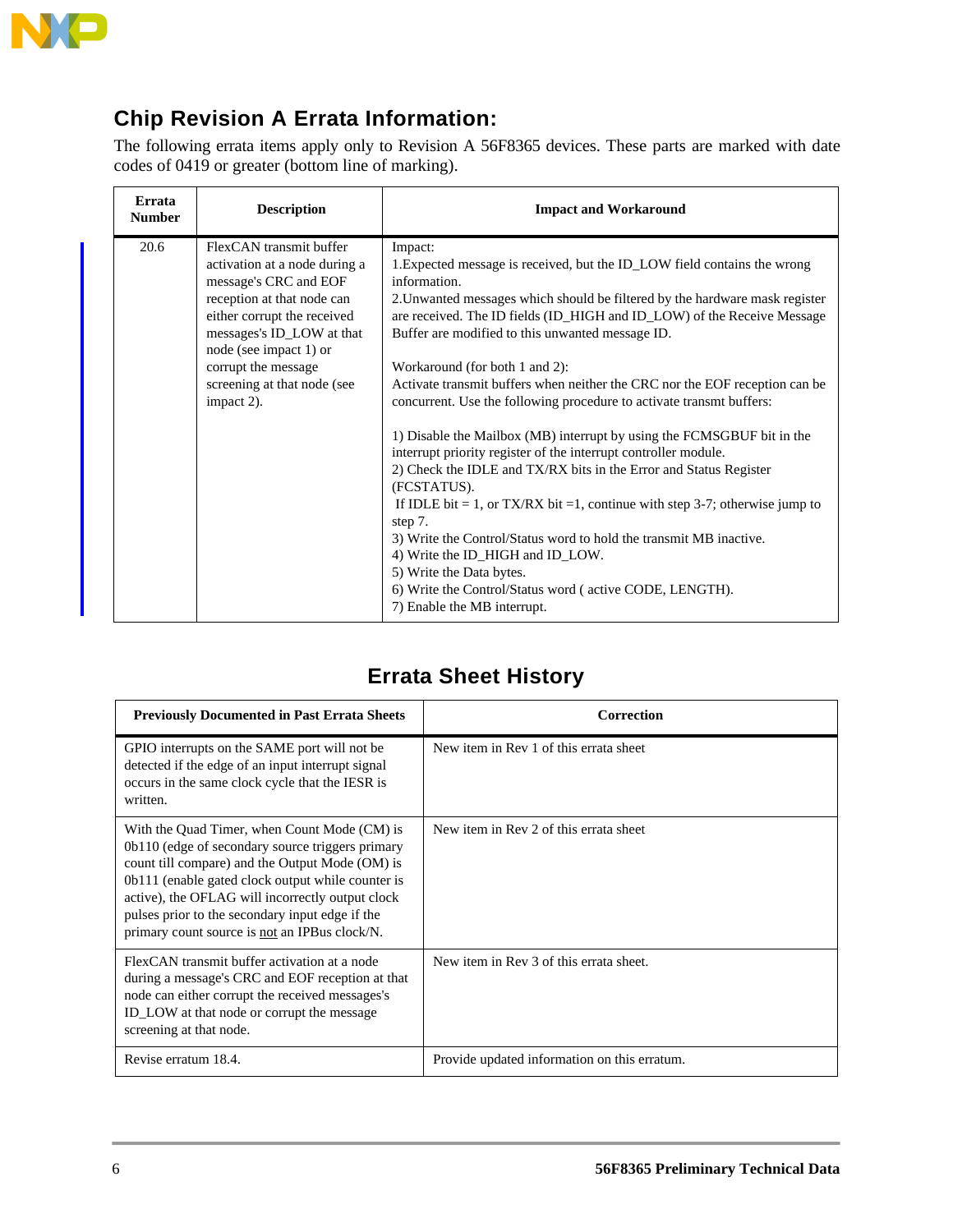## Chip Revision A Errata Information:

The following errata items apply only to Revision A 56F8365 devices. These parts are marked with date codes of 0419 or greater (bottom line of marking).

| Errata Number | Description | Impact and Workaround |
|---|---|---|
| 20.6 | FlexCAN transmit buffer activation at a node during a message's CRC and EOF reception at that node can either corrupt the received messages's ID_LOW at that node (see impact 1) or corrupt the message screening at that node (see impact 2). | Impact:<br>1.Expected message is received, but the ID_LOW field contains the wrong information.<br>2.Unwanted messages which should be filtered by the hardware mask register are received. The ID fields (ID_HIGH and ID_LOW) of the Receive Message Buffer are modified to this unwanted message ID.<br><br>Workaround (for both 1 and 2):<br>Activate transmit buffers when neither the CRC nor the EOF reception can be concurrent. Use the following procedure to activate transmt buffers:<br><br>1) Disable the Mailbox (MB) interrupt by using the FCMSGBUF bit in the interrupt priority register of the interrupt controller module.<br>2) Check the IDLE and TX/RX bits in the Error and Status Register (FCSTATUS).<br>If IDLE bit = 1, or TX/RX bit =1, continue with step 3-7; otherwise jump to step 7.<br>3) Write the Control/Status word to hold the transmit MB inactive.<br>4) Write the ID_HIGH and ID_LOW.<br>5) Write the Data bytes.<br>6) Write the Control/Status word ( active CODE, LENGTH).<br>7) Enable the MB interrupt. |

## Errata Sheet History

| Previously Documented in Past Errata Sheets | Correction |
|---|---|
| GPIO interrupts on the SAME port will not be detected if the edge of an input interrupt signal occurs in the same clock cycle that the IESR is written. | New item in Rev 1 of this errata sheet |
| With the Quad Timer, when Count Mode (CM) is 0b110 (edge of secondary source triggers primary count till compare) and the Output Mode (OM) is 0b111 (enable gated clock output while counter is active), the OFLAG will incorrectly output clock pulses prior to the secondary input edge if the primary count source is not an IPBus clock/N. | New item in Rev 2 of this errata sheet |
| FlexCAN transmit buffer activation at a node during a message's CRC and EOF reception at that node can either corrupt the received messages's ID_LOW at that node or corrupt the message screening at that node. | New item in Rev 3 of this errata sheet. |
| Revise erratum 18.4. | Provide updated information on this erratum. |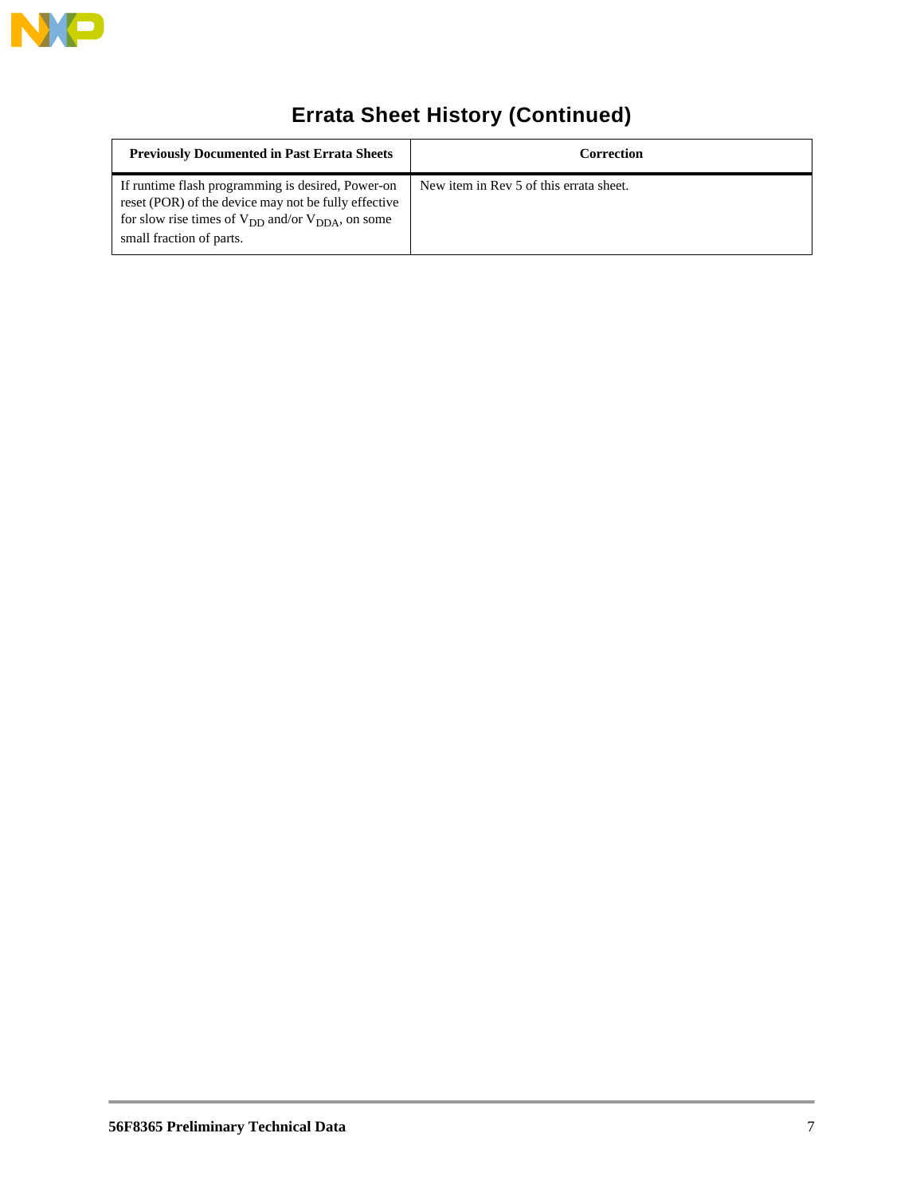# Errata Sheet History (Continued)

| Previously Documented in Past Errata Sheets | Correction |
|---|---|
| If runtime flash programming is desired, Power-on reset (POR) of the device may not be fully effective for slow rise times of $V_{DD}$ and/or $V_{DDA}$, on some small fraction of parts. | New item in Rev 5 of this errata sheet. |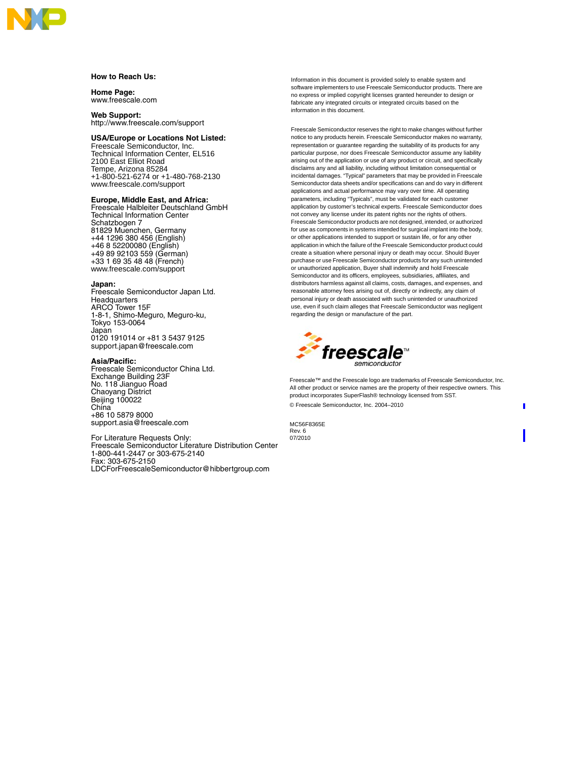**How to Reach Us:**

**Home Page:**
www.freescale.com

**Web Support:**
http://www.freescale.com/support

**USA/Europe or Locations Not Listed:**
Freescale Semiconductor, Inc.
Technical Information Center, EL516
2100 East Elliot Road
Tempe, Arizona 85284
+1-800-521-6274 or +1-480-768-2130
www.freescale.com/support

**Europe, Middle East, and Africa:**
Freescale Halbleiter Deutschland GmbH
Technical Information Center
Schatzbogen 7
81829 Muenchen, Germany
+44 1296 380 456 (English)
+46 8 52200080 (English)
+49 89 92103 559 (German)
+33 1 69 35 48 48 (French)
www.freescale.com/support

**Japan:**
Freescale Semiconductor Japan Ltd.
Headquarters
ARCO Tower 15F
1-8-1, Shimo-Meguro, Meguro-ku,
Tokyo 153-0064
Japan
0120 191014 or +81 3 5437 9125
support.japan@freescale.com

**Asia/Pacific:**
Freescale Semiconductor China Ltd.
Exchange Building 23F
No. 118 Jianguo Road
Chaoyang District
Beijing 100022
China
+86 10 5879 8000
support.asia@freescale.com

For Literature Requests Only:
Freescale Semiconductor Literature Distribution Center
1-800-441-2447 or 303-675-2140
Fax: 303-675-2150
LDCForFreescaleSemiconductor@hibbertgroup.com

Information in this document is provided solely to enable system and software implementers to use Freescale Semiconductor products. There are no express or implied copyright licenses granted hereunder to design or fabricate any integrated circuits or integrated circuits based on the information in this document.

Freescale Semiconductor reserves the right to make changes without further notice to any products herein. Freescale Semiconductor makes no warranty, representation or guarantee regarding the suitability of its products for any particular purpose, nor does Freescale Semiconductor assume any liability arising out of the application or use of any product or circuit, and specifically disclaims any and all liability, including without limitation consequential or incidental damages. "Typical" parameters that may be provided in Freescale Semiconductor data sheets and/or specifications can and do vary in different applications and actual performance may vary over time. All operating parameters, including "Typicals", must be validated for each customer application by customer's technical experts. Freescale Semiconductor does not convey any license under its patent rights nor the rights of others. Freescale Semiconductor products are not designed, intended, or authorized for use as components in systems intended for surgical implant into the body, or other applications intended to support or sustain life, or for any other application in which the failure of the Freescale Semiconductor product could create a situation where personal injury or death may occur. Should Buyer purchase or use Freescale Semiconductor products for any such unintended or unauthorized application, Buyer shall indemnify and hold Freescale Semiconductor and its officers, employees, subsidiaries, affiliates, and distributors harmless against all claims, costs, damages, and expenses, and reasonable attorney fees arising out of, directly or indirectly, any claim of personal injury or death associated with such unintended or unauthorized use, even if such claim alleges that Freescale Semiconductor was negligent regarding the design or manufacture of the part.

Freescale™ and the Freescale logo are trademarks of Freescale Semiconductor, Inc. All other product or service names are the property of their respective owners. This product incorporates SuperFlash® technology licensed from SST.

© Freescale Semiconductor, Inc. 2004–2010

MC56F8365E
Rev. 6
07/2010